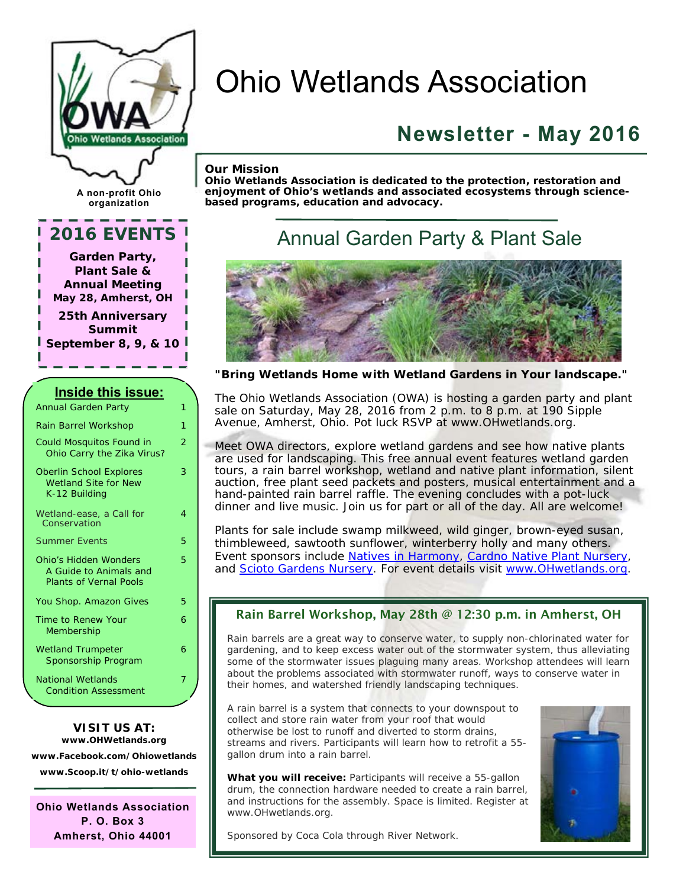# Ohio Wetlands Association

## Newsletter - May 2016

A non-profit Ohio organization

**Our Mission**
**Ohio Wetlands Association is dedicated to the protection, restoration and enjoyment of Ohio's wetlands and associated ecosystems through science-based programs, education and advocacy.**

### 2016 EVENTS

**Garden Party, Plant Sale & Annual Meeting**
**May 28, Amherst, OH**

**25th Anniversary Summit**
**September 8, 9, & 10**

### Inside this issue:

| | |
|---|---|
| Annual Garden Party | 1 |
| Rain Barrel Workshop | 1 |
| Could Mosquitos Found in Ohio Carry the Zika Virus? | 2 |
| Oberlin School Explores Wetland Site for New K-12 Building | 3 |
| Wetland-ease, a Call for Conservation | 4 |
| Summer Events | 5 |
| Ohio's Hidden Wonders A Guide to Animals and Plants of Vernal Pools | 5 |
| You Shop. Amazon Gives | 5 |
| Time to Renew Your Membership | 6 |
| Wetland Trumpeter Sponsorship Program | 6 |
| National Wetlands Condition Assessment | 7 |

**VISIT US AT:**
**www.OHWetlands.org**
**www.Facebook.com/Ohiowetlands**
**www.Scoop.it/t/ohio-wetlands**

**Ohio Wetlands Association**
**P. O. Box 3**
**Amherst, Ohio 44001**

## Annual Garden Party & Plant Sale

**"Bring Wetlands Home with Wetland Gardens in Your landscape."**

The Ohio Wetlands Association (OWA) is hosting a garden party and plant sale on Saturday, May 28, 2016 from 2 p.m. to 8 p.m. at 190 Sipple Avenue, Amherst, Ohio. Pot luck RSVP at www.OHwetlands.org.

Meet OWA directors, explore wetland gardens and see how native plants are used for landscaping. This free annual event features wetland garden tours, a rain barrel workshop, wetland and native plant information, silent auction, free plant seed packets and posters, musical entertainment and a hand-painted rain barrel raffle. The evening concludes with a pot-luck dinner and live music. Join us for part or all of the day. All are welcome!

Plants for sale include swamp milkweed, wild ginger, brown-eyed susan, thimbleweed, sawtooth sunflower, winterberry holly and many others. Event sponsors include Natives in Harmony, Cardno Native Plant Nursery, and Scioto Gardens Nursery. For event details visit www.OHwetlands.org.

### Rain Barrel Workshop, May 28th @ 12:30 p.m. in Amherst, OH

Rain barrels are a great way to conserve water, to supply non-chlorinated water for gardening, and to keep excess water out of the stormwater system, thus alleviating some of the stormwater issues plaguing many areas. Workshop attendees will learn about the problems associated with stormwater runoff, ways to conserve water in their homes, and watershed friendly landscaping techniques.

A rain barrel is a system that connects to your downspout to collect and store rain water from your roof that would otherwise be lost to runoff and diverted to storm drains, streams and rivers. Participants will learn how to retrofit a 55-gallon drum into a rain barrel.

**What you will receive:** Participants will receive a 55-gallon drum, the connection hardware needed to create a rain barrel, and instructions for the assembly. Space is limited. Register at www.OHwetlands.org.

Sponsored by Coca Cola through River Network.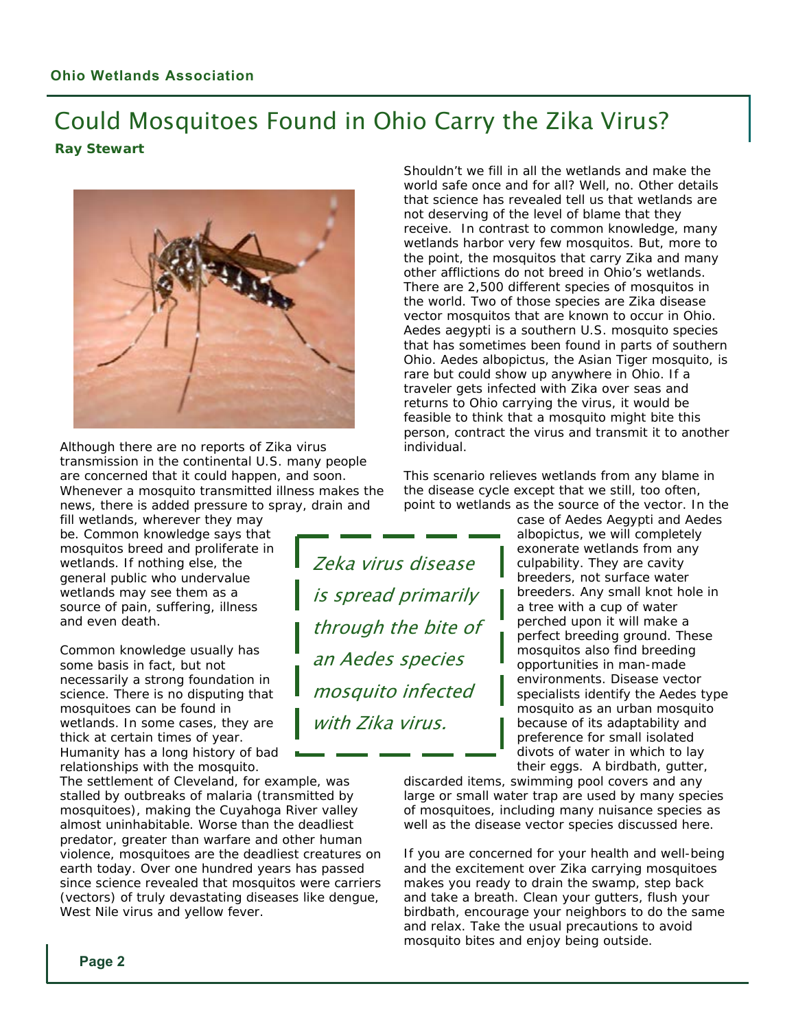# Could Mosquitoes Found in Ohio Carry the Zika Virus?

**Ray Stewart**

Although there are no reports of Zika virus transmission in the continental U.S. many people are concerned that it could happen, and soon. Whenever a mosquito transmitted illness makes the news, there is added pressure to spray, drain and fill wetlands, wherever they may be. Common knowledge says that mosquitos breed and proliferate in wetlands. If nothing else, the general public who undervalue wetlands may see them as a source of pain, suffering, illness and even death.

Common knowledge usually has some basis in fact, but not necessarily a strong foundation in science. There is no disputing that mosquitoes can be found in wetlands. In some cases, they are thick at certain times of year. Humanity has a long history of bad relationships with the mosquito. The settlement of Cleveland, for example, was stalled by outbreaks of malaria (transmitted by mosquitoes), making the Cuyahoga River valley almost uninhabitable. Worse than the deadliest predator, greater than warfare and other human violence, mosquitoes are the deadliest creatures on earth today. Over one hundred years has passed since science revealed that mosquitos were carriers (vectors) of truly devastating diseases like dengue, West Nile virus and yellow fever.

> *Zeka virus disease is spread primarily through the bite of an Aedes species mosquito infected with Zika virus.*

Shouldn't we fill in all the wetlands and make the world safe once and for all? Well, no. Other details that science has revealed tell us that wetlands are not deserving of the level of blame that they receive. In contrast to common knowledge, many wetlands harbor very few mosquitos. But, more to the point, the mosquitos that carry Zika and many other afflictions do not breed in Ohio's wetlands. There are 2,500 different species of mosquitos in the world. Two of those species are Zika disease vector mosquitos that are known to occur in Ohio. Aedes aegypti is a southern U.S. mosquito species that has sometimes been found in parts of southern Ohio. Aedes albopictus, the Asian Tiger mosquito, is rare but could show up anywhere in Ohio. If a traveler gets infected with Zika over seas and returns to Ohio carrying the virus, it would be feasible to think that a mosquito might bite this person, contract the virus and transmit it to another individual.

This scenario relieves wetlands from any blame in the disease cycle except that we still, too often, point to wetlands as the source of the vector. In the case of Aedes Aegypti and Aedes albopictus, we will completely exonerate wetlands from any culpability. They are cavity breeders, not surface water breeders. Any small knot hole in a tree with a cup of water perched upon it will make a perfect breeding ground. These mosquitos also find breeding opportunities in man-made environments. Disease vector specialists identify the Aedes type mosquito as an urban mosquito because of its adaptability and preference for small isolated divots of water in which to lay their eggs. A birdbath, gutter, discarded items, swimming pool covers and any large or small water trap are used by many species of mosquitoes, including many nuisance species as well as the disease vector species discussed here.

If you are concerned for your health and well-being and the excitement over Zika carrying mosquitoes makes you ready to drain the swamp, step back and take a breath. Clean your gutters, flush your birdbath, encourage your neighbors to do the same and relax. Take the usual precautions to avoid mosquito bites and enjoy being outside.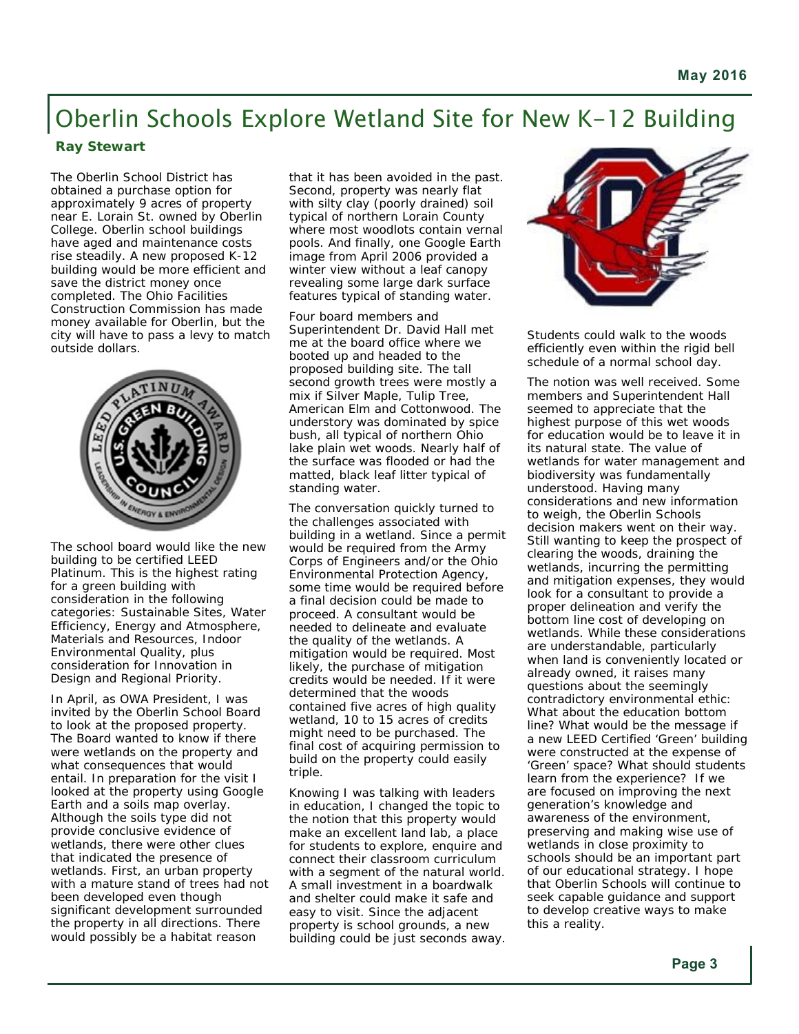# Oberlin Schools Explore Wetland Site for New K-12 Building

**Ray Stewart**

The Oberlin School District has obtained a purchase option for approximately 9 acres of property near E. Lorain St. owned by Oberlin College. Oberlin school buildings have aged and maintenance costs rise steadily. A new proposed K-12 building would be more efficient and save the district money once completed. The Ohio Facilities Construction Commission has made money available for Oberlin, but the city will have to pass a levy to match outside dollars.

The school board would like the new building to be certified LEED Platinum. This is the highest rating for a green building with consideration in the following categories: Sustainable Sites, Water Efficiency, Energy and Atmosphere, Materials and Resources, Indoor Environmental Quality, plus consideration for Innovation in Design and Regional Priority.

In April, as OWA President, I was invited by the Oberlin School Board to look at the proposed property. The Board wanted to know if there were wetlands on the property and what consequences that would entail. In preparation for the visit I looked at the property using Google Earth and a soils map overlay. Although the soils type did not provide conclusive evidence of wetlands, there were other clues that indicated the presence of wetlands. First, an urban property with a mature stand of trees had not been developed even though significant development surrounded the property in all directions. There would possibly be a habitat reason that it has been avoided in the past. Second, property was nearly flat with silty clay (poorly drained) soil typical of northern Lorain County where most woodlots contain vernal pools. And finally, one Google Earth image from April 2006 provided a winter view without a leaf canopy revealing some large dark surface features typical of standing water.

Four board members and Superintendent Dr. David Hall met me at the board office where we booted up and headed to the proposed building site. The tall second growth trees were mostly a mix if Silver Maple, Tulip Tree, American Elm and Cottonwood. The understory was dominated by spice bush, all typical of northern Ohio lake plain wet woods. Nearly half of the surface was flooded or had the matted, black leaf litter typical of standing water.

The conversation quickly turned to the challenges associated with building in a wetland. Since a permit would be required from the Army Corps of Engineers and/or the Ohio Environmental Protection Agency, some time would be required before a final decision could be made to proceed. A consultant would be needed to delineate and evaluate the quality of the wetlands. A mitigation would be required. Most likely, the purchase of mitigation credits would be needed. If it were determined that the woods contained five acres of high quality wetland, 10 to 15 acres of credits might need to be purchased. The final cost of acquiring permission to build on the property could easily triple.

Knowing I was talking with leaders in education, I changed the topic to the notion that this property would make an excellent land lab, a place for students to explore, enquire and connect their classroom curriculum with a segment of the natural world. A small investment in a boardwalk and shelter could make it safe and easy to visit. Since the adjacent property is school grounds, a new building could be just seconds away. Students could walk to the woods efficiently even within the rigid bell schedule of a normal school day.

The notion was well received. Some members and Superintendent Hall seemed to appreciate that the highest purpose of this wet woods for education would be to leave it in its natural state. The value of wetlands for water management and biodiversity was fundamentally understood. Having many considerations and new information to weigh, the Oberlin Schools decision makers went on their way. Still wanting to keep the prospect of clearing the woods, draining the wetlands, incurring the permitting and mitigation expenses, they would look for a consultant to provide a proper delineation and verify the bottom line cost of developing on wetlands. While these considerations are understandable, particularly when land is conveniently located or already owned, it raises many questions about the seemingly contradictory environmental ethic: What about the education bottom line? What would be the message if a new LEED Certified 'Green' building were constructed at the expense of 'Green' space? What should students learn from the experience? If we are focused on improving the next generation's knowledge and awareness of the environment, preserving and making wise use of wetlands in close proximity to schools should be an important part of our educational strategy. I hope that Oberlin Schools will continue to seek capable guidance and support to develop creative ways to make this a reality.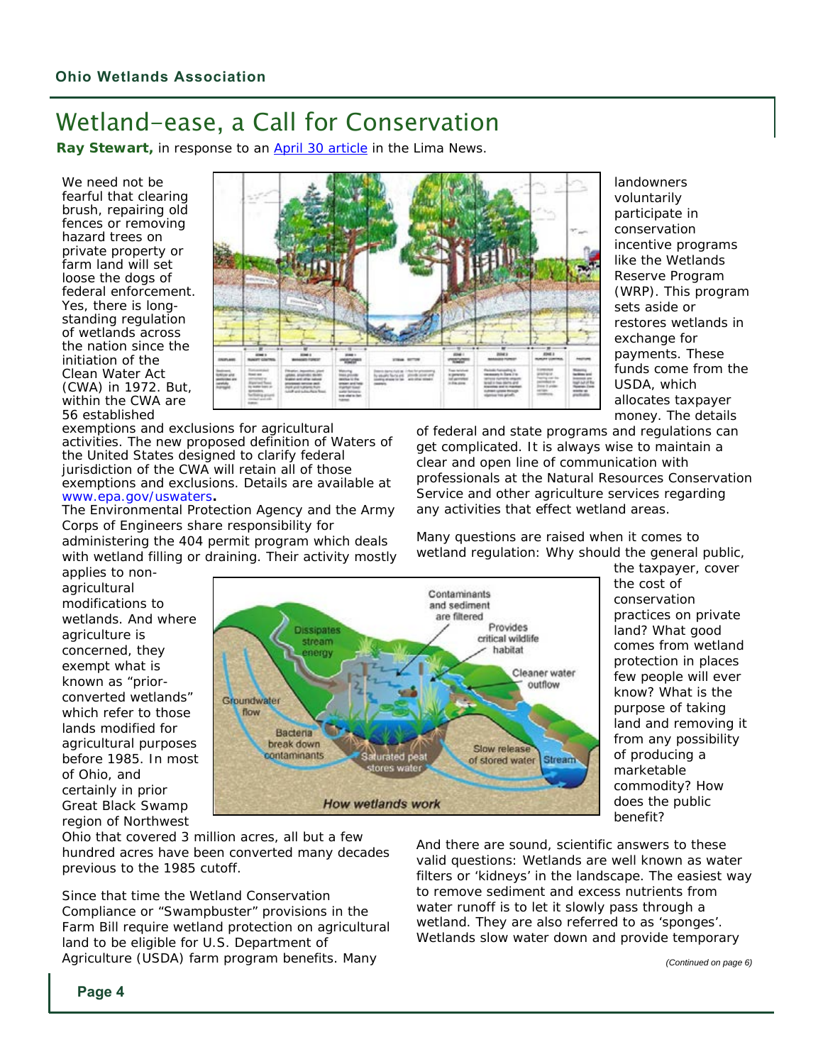# Wetland-ease, a Call for Conservation

**Ray Stewart,** in response to an April 30 article in the Lima News.

We need not be fearful that clearing brush, repairing old fences or removing hazard trees on private property or farm land will set loose the dogs of federal enforcement. Yes, there is long-standing regulation of wetlands across the nation since the initiation of the Clean Water Act (CWA) in 1972. But, within the CWA are 56 established exemptions and exclusions for agricultural activities. The new proposed definition of Waters of the United States designed to clarify federal jurisdiction of the CWA will retain all of those exemptions and exclusions. Details are available at www.epa.gov/uswaters**.**

The Environmental Protection Agency and the Army Corps of Engineers share responsibility for administering the 404 permit program which deals with wetland filling or draining. Their activity mostly applies to non-agricultural modifications to wetlands. And where agriculture is concerned, they exempt what is known as "prior-converted wetlands" which refer to those lands modified for agricultural purposes before 1985. In most of Ohio, and certainly in prior Great Black Swamp region of Northwest Ohio that covered 3 million acres, all but a few hundred acres have been converted many decades previous to the 1985 cutoff.

Since that time the Wetland Conservation Compliance or "Swampbuster" provisions in the Farm Bill require wetland protection on agricultural land to be eligible for U.S. Department of Agriculture (USDA) farm program benefits. Many landowners voluntarily participate in conservation incentive programs like the Wetlands Reserve Program (WRP). This program sets aside or restores wetlands in exchange for payments. These funds come from the USDA, which allocates taxpayer money. The details of federal and state programs and regulations can get complicated. It is always wise to maintain a clear and open line of communication with professionals at the Natural Resources Conservation Service and other agriculture services regarding any activities that effect wetland areas.

Many questions are raised when it comes to wetland regulation: Why should the general public, the taxpayer, cover the cost of conservation practices on private land? What good comes from wetland protection in places few people will ever know? What is the purpose of taking land and removing it from any possibility of producing a marketable commodity? How does the public benefit?

And there are sound, scientific answers to these valid questions: Wetlands are well known as water filters or 'kidneys' in the landscape. The easiest way to remove sediment and excess nutrients from water runoff is to let it slowly pass through a wetland. They are also referred to as 'sponges'. Wetlands slow water down and provide temporary

*(Continued on page 6)*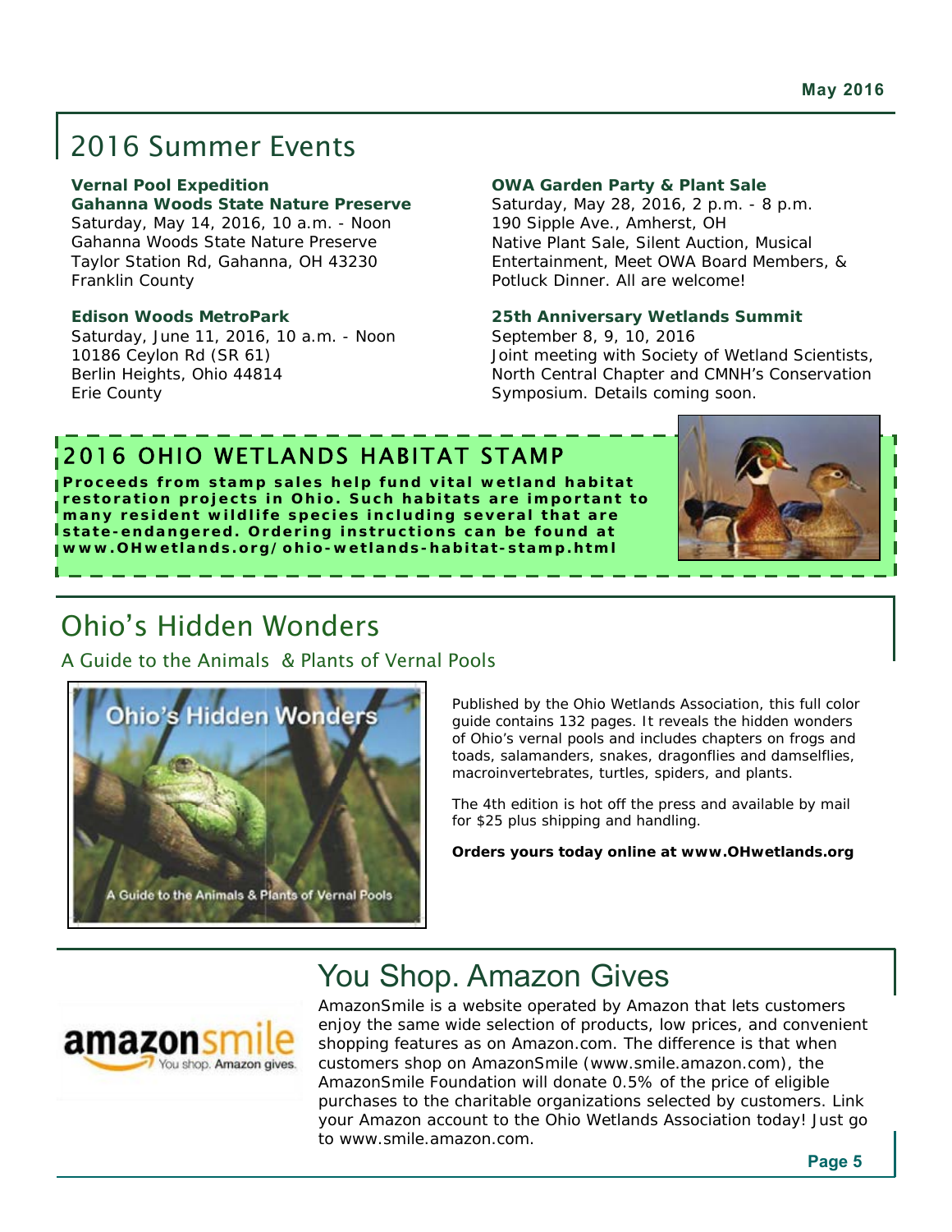# 2016 Summer Events

**Vernal Pool Expedition**
**Gahanna Woods State Nature Preserve**
Saturday, May 14, 2016, 10 a.m. - Noon
Gahanna Woods State Nature Preserve
Taylor Station Rd, Gahanna, OH 43230
Franklin County

**Edison Woods MetroPark**
Saturday, June 11, 2016, 10 a.m. - Noon
10186 Ceylon Rd (SR 61)
Berlin Heights, Ohio 44814
Erie County

**OWA Garden Party & Plant Sale**
Saturday, May 28, 2016, 2 p.m. - 8 p.m.
190 Sipple Ave., Amherst, OH
Native Plant Sale, Silent Auction, Musical Entertainment, Meet OWA Board Members, & Potluck Dinner. All are welcome!

**25th Anniversary Wetlands Summit**
September 8, 9, 10, 2016
Joint meeting with Society of Wetland Scientists, North Central Chapter and CMNH's Conservation Symposium. Details coming soon.

## 2016 OHIO WETLANDS HABITAT STAMP

**Proceeds from stamp sales help fund vital wetland habitat restoration projects in Ohio. Such habitats are important to many resident wildlife species including several that are state-endangered. Ordering instructions can be found at www.OHwetlands.org/ohio-wetlands-habitat-stamp.html**

# Ohio's Hidden Wonders

## A Guide to the Animals & Plants of Vernal Pools

Published by the Ohio Wetlands Association, this full color guide contains 132 pages. It reveals the hidden wonders of Ohio's vernal pools and includes chapters on frogs and toads, salamanders, snakes, dragonflies and damselflies, macroinvertebrates, turtles, spiders, and plants.

The 4th edition is hot off the press and available by mail for $25 plus shipping and handling.

**Orders yours today online at www.OHwetlands.org**

# You Shop. Amazon Gives

AmazonSmile is a website operated by Amazon that lets customers enjoy the same wide selection of products, low prices, and convenient shopping features as on Amazon.com. The difference is that when customers shop on AmazonSmile (www.smile.amazon.com), the AmazonSmile Foundation will donate 0.5% of the price of eligible purchases to the charitable organizations selected by customers. Link your Amazon account to the Ohio Wetlands Association today! Just go to www.smile.amazon.com.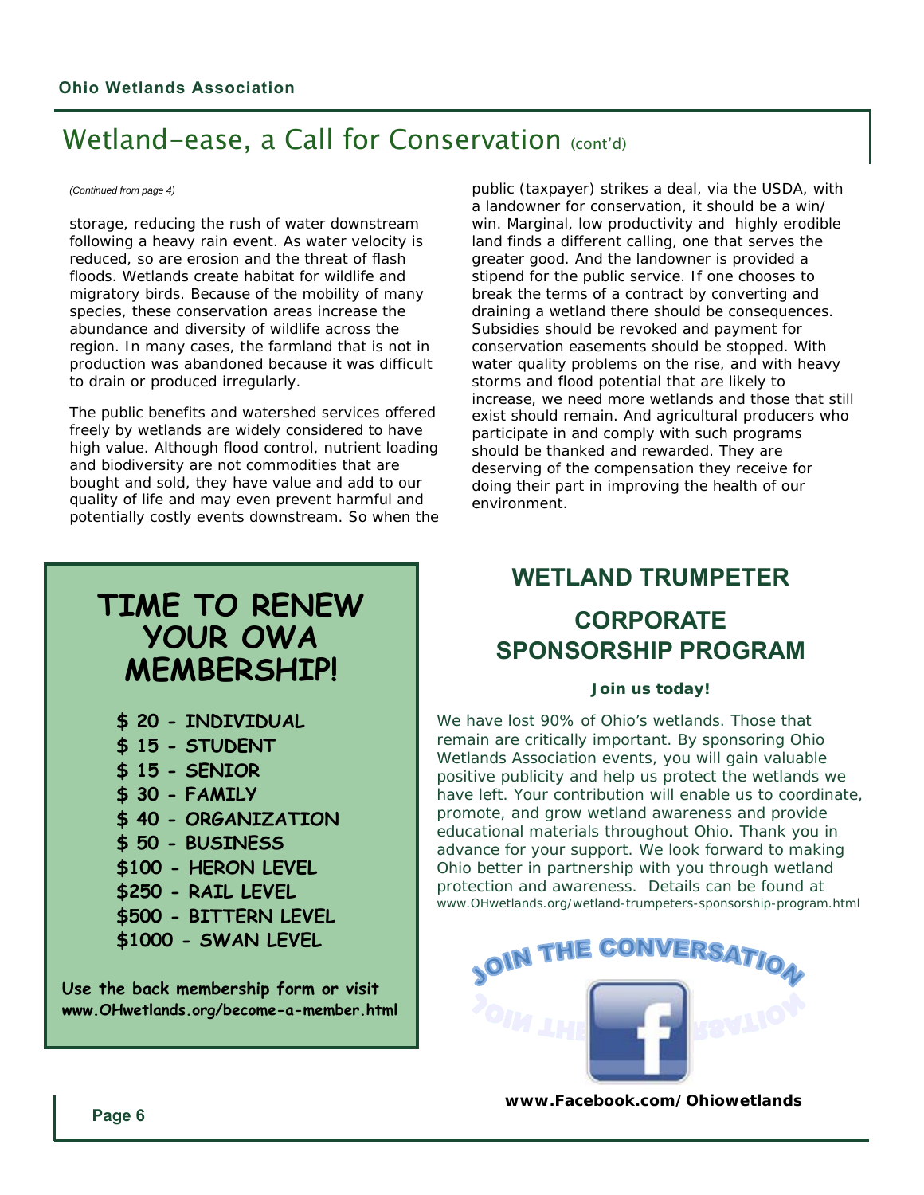## Wetland-ease, a Call for Conservation (cont'd)

*(Continued from page 4)*

storage, reducing the rush of water downstream following a heavy rain event. As water velocity is reduced, so are erosion and the threat of flash floods. Wetlands create habitat for wildlife and migratory birds. Because of the mobility of many species, these conservation areas increase the abundance and diversity of wildlife across the region. In many cases, the farmland that is not in production was abandoned because it was difficult to drain or produced irregularly.

The public benefits and watershed services offered freely by wetlands are widely considered to have high value. Although flood control, nutrient loading and biodiversity are not commodities that are bought and sold, they have value and add to our quality of life and may even prevent harmful and potentially costly events downstream. So when the public (taxpayer) strikes a deal, via the USDA, with a landowner for conservation, it should be a win/win. Marginal, low productivity and highly erodible land finds a different calling, one that serves the greater good. And the landowner is provided a stipend for the public service. If one chooses to break the terms of a contract by converting and draining a wetland there should be consequences. Subsidies should be revoked and payment for conservation easements should be stopped. With water quality problems on the rise, and with heavy storms and flood potential that are likely to increase, we need more wetlands and those that still exist should remain. And agricultural producers who participate in and comply with such programs should be thanked and rewarded. They are deserving of the compensation they receive for doing their part in improving the health of our environment.

## TIME TO RENEW YOUR OWA MEMBERSHIP!

- **$ 20 - INDIVIDUAL**
- **$ 15 - STUDENT**
- **$ 15 - SENIOR**
- **$ 30 - FAMILY**
- **$ 40 - ORGANIZATION**
- **$ 50 - BUSINESS**
- **$100 - HERON LEVEL**
- **$250 - RAIL LEVEL**
- **$500 - BITTERN LEVEL**
- **$1000 - SWAN LEVEL**

**Use the back membership form or visit www.OHwetlands.org/become-a-member.html**

## WETLAND TRUMPETER

## CORPORATE SPONSORSHIP PROGRAM

**Join us today!**

We have lost 90% of Ohio's wetlands. Those that remain are critically important. By sponsoring Ohio Wetlands Association events, you will gain valuable positive publicity and help us protect the wetlands we have left. Your contribution will enable us to coordinate, promote, and grow wetland awareness and provide educational materials throughout Ohio. Thank you in advance for your support. We look forward to making Ohio better in partnership with you through wetland protection and awareness. Details can be found at www.OHwetlands.org/wetland-trumpeters-sponsorship-program.html

JOIN THE CONVERSATION

**www.Facebook.com/Ohiowetlands**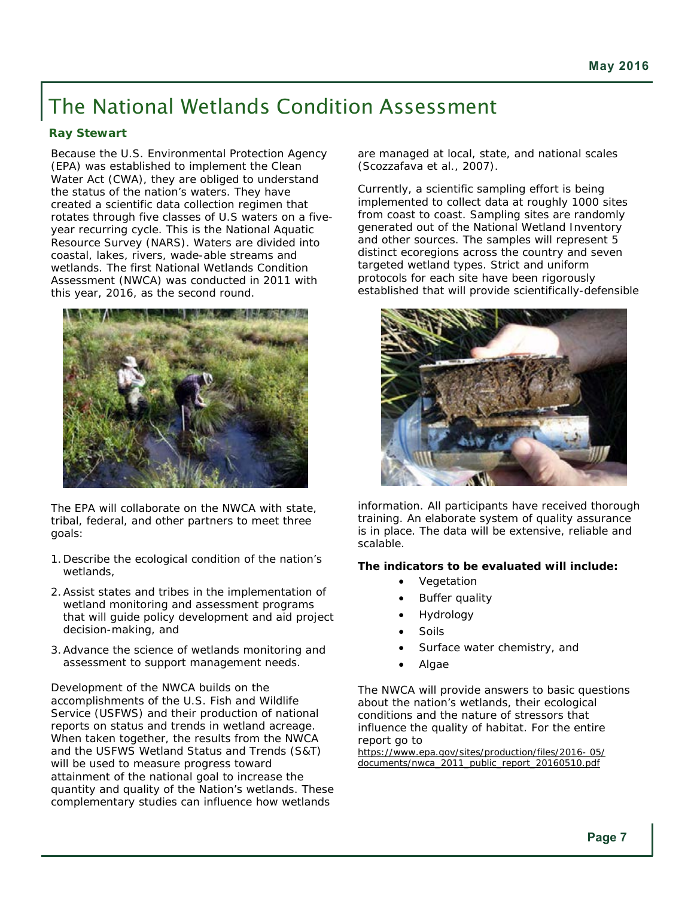# The National Wetlands Condition Assessment

**Ray Stewart**

Because the U.S. Environmental Protection Agency (EPA) was established to implement the Clean Water Act (CWA), they are obliged to understand the status of the nation's waters. They have created a scientific data collection regimen that rotates through five classes of U.S waters on a five-year recurring cycle. This is the National Aquatic Resource Survey (NARS). Waters are divided into coastal, lakes, rivers, wade-able streams and wetlands. The first National Wetlands Condition Assessment (NWCA) was conducted in 2011 with this year, 2016, as the second round.

The EPA will collaborate on the NWCA with state, tribal, federal, and other partners to meet three goals:

1. Describe the ecological condition of the nation's wetlands,
2. Assist states and tribes in the implementation of wetland monitoring and assessment programs that will guide policy development and aid project decision-making, and
3. Advance the science of wetlands monitoring and assessment to support management needs.

Development of the NWCA builds on the accomplishments of the U.S. Fish and Wildlife Service (USFWS) and their production of national reports on status and trends in wetland acreage. When taken together, the results from the NWCA and the USFWS Wetland Status and Trends (S&T) will be used to measure progress toward attainment of the national goal to increase the quantity and quality of the Nation's wetlands. These complementary studies can influence how wetlands are managed at local, state, and national scales (Scozzafava et al., 2007).

Currently, a scientific sampling effort is being implemented to collect data at roughly 1000 sites from coast to coast. Sampling sites are randomly generated out of the National Wetland Inventory and other sources. The samples will represent 5 distinct ecoregions across the country and seven targeted wetland types. Strict and uniform protocols for each site have been rigorously established that will provide scientifically-defensible information. All participants have received thorough training. An elaborate system of quality assurance is in place. The data will be extensive, reliable and scalable.

**The indicators to be evaluated will include:**

- Vegetation
- Buffer quality
- Hydrology
- Soils
- Surface water chemistry, and
- Algae

The NWCA will provide answers to basic questions about the nation's wetlands, their ecological conditions and the nature of stressors that influence the quality of habitat. For the entire report go to https://www.epa.gov/sites/production/files/2016-05/documents/nwca_2011_public_report_20160510.pdf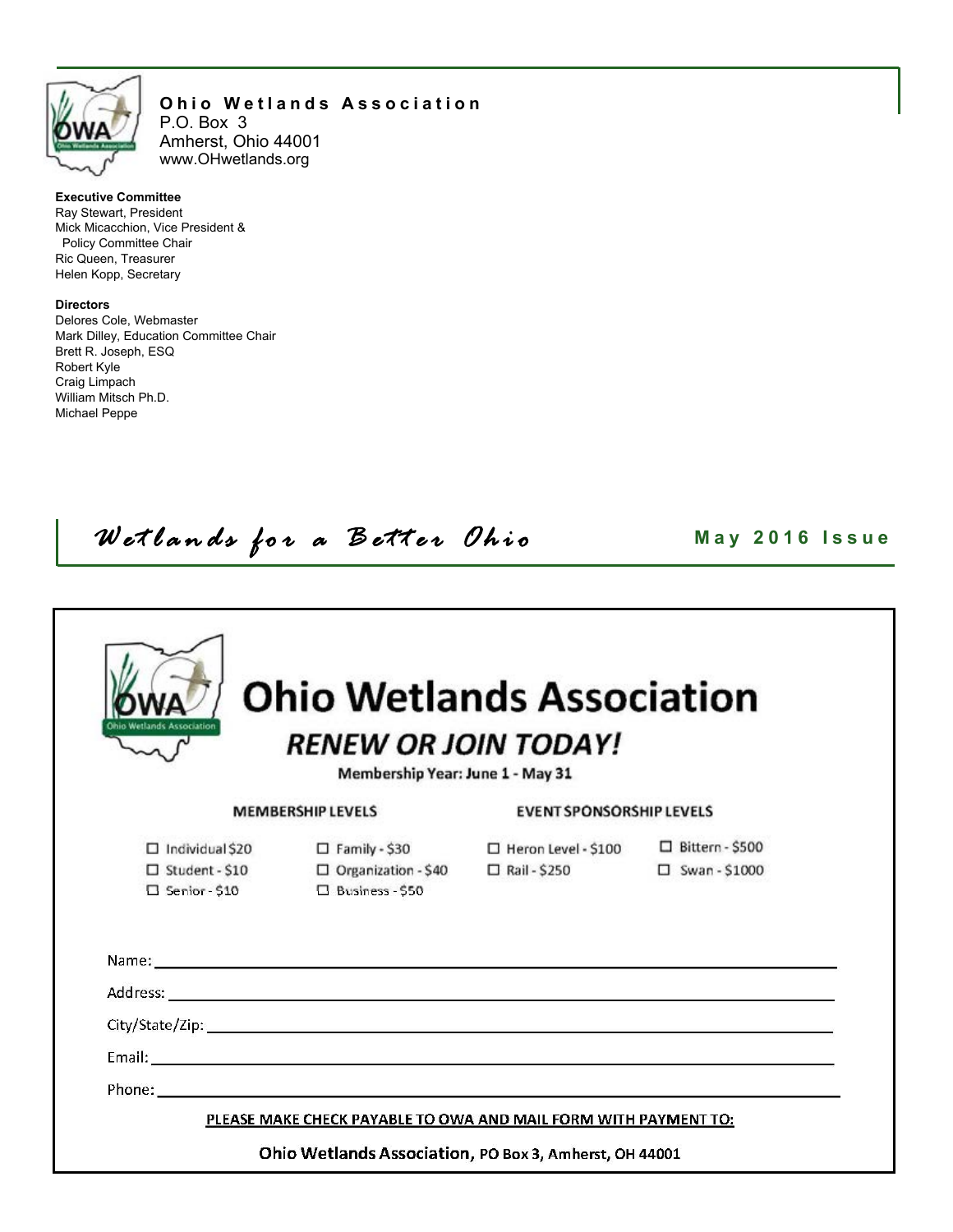**Ohio Wetlands Association**
P.O. Box 3
Amherst, Ohio 44001
www.OHwetlands.org

**Executive Committee**
Ray Stewart, President
Mick Micacchion, Vice President & Policy Committee Chair
Ric Queen, Treasurer
Helen Kopp, Secretary

**Directors**
Delores Cole, Webmaster
Mark Dilley, Education Committee Chair
Brett R. Joseph, ESQ
Robert Kyle
Craig Limpach
William Mitsch Ph.D.
Michael Peppe

## *Wetlands for a Better Ohio*

**May 2016 Issue**

# Ohio Wetlands Association

## *RENEW OR JOIN TODAY!*

**Membership Year: June 1 - May 31**

**MEMBERSHIP LEVELS**

- ☐ Individual $20
- ☐ Student - $10
- ☐ Senior - $10
- ☐ Family - $30
- ☐ Organization - $40
- ☐ Business - $50

**EVENT SPONSORSHIP LEVELS**

- ☐ Heron Level - $100
- ☐ Rail - $250
- ☐ Bittern - $500
- ☐ Swan - $1000

Name: ______________________________

Address: ______________________________

City/State/Zip: ______________________________

Email: ______________________________

Phone: ______________________________

PLEASE MAKE CHECK PAYABLE TO OWA AND MAIL FORM WITH PAYMENT TO:

**Ohio Wetlands Association**, PO Box 3, Amherst, OH 44001